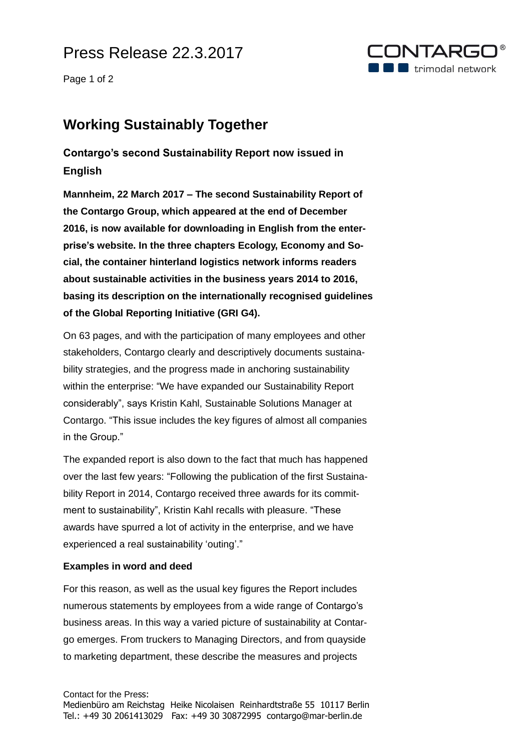# Press Release 22.3.2017

## Working Sustainably Together

### Contargo's second Sustainability Report now issued in English

**Mannheim, 22 March 2017 – The second Sustainability Report of the Contargo Group, which appeared at the end of December 2016, is now available for downloading in English from the enterprise's website. In the three chapters Ecology, Economy and Social, the container hinterland logistics network informs readers about sustainable activities in the business years 2014 to 2016, basing its description on the internationally recognised guidelines of the Global Reporting Initiative (GRI G4).**

On 63 pages, and with the participation of many employees and other stakeholders, Contargo clearly and descriptively documents sustainability strategies, and the progress made in anchoring sustainability within the enterprise: "We have expanded our Sustainability Report considerably", says Kristin Kahl, Sustainable Solutions Manager at Contargo. "This issue includes the key figures of almost all companies in the Group."

The expanded report is also down to the fact that much has happened over the last few years: "Following the publication of the first Sustainability Report in 2014, Contargo received three awards for its commitment to sustainability", Kristin Kahl recalls with pleasure. "These awards have spurred a lot of activity in the enterprise, and we have experienced a real sustainability 'outing'."

**Examples in word and deed**

For this reason, as well as the usual key figures the Report includes numerous statements by employees from a wide range of Contargo's business areas. In this way a varied picture of sustainability at Contargo emerges. From truckers to Managing Directors, and from quayside to marketing department, these describe the measures and projects

Contact for the Press:
Medienbüro am Reichstag Heike Nicolaisen Reinhardtstraße 55 10117 Berlin
Tel.: +49 30 2061413029 Fax: +49 30 30872995 contargo@mar-berlin.de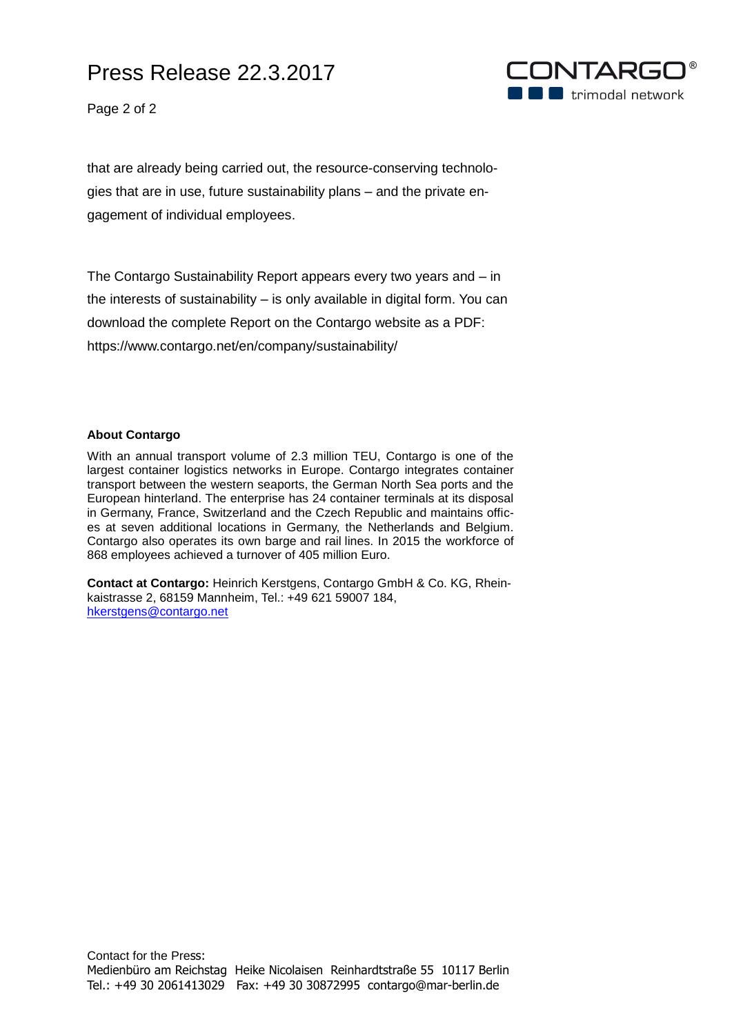that are already being carried out, the resource-conserving technologies that are in use, future sustainability plans – and the private engagement of individual employees.

The Contargo Sustainability Report appears every two years and – in the interests of sustainability – is only available in digital form. You can download the complete Report on the Contargo website as a PDF: https://www.contargo.net/en/company/sustainability/

**About Contargo**

With an annual transport volume of 2.3 million TEU, Contargo is one of the largest container logistics networks in Europe. Contargo integrates container transport between the western seaports, the German North Sea ports and the European hinterland. The enterprise has 24 container terminals at its disposal in Germany, France, Switzerland and the Czech Republic and maintains offices at seven additional locations in Germany, the Netherlands and Belgium. Contargo also operates its own barge and rail lines. In 2015 the workforce of 868 employees achieved a turnover of 405 million Euro.

**Contact at Contargo:** Heinrich Kerstgens, Contargo GmbH & Co. KG, Rheinkaistrasse 2, 68159 Mannheim, Tel.: +49 621 59007 184, hkerstgens@contargo.net

Contact for the Press:
Medienbüro am Reichstag Heike Nicolaisen Reinhardtstraße 55 10117 Berlin
Tel.: +49 30 2061413029 Fax: +49 30 30872995 contargo@mar-berlin.de